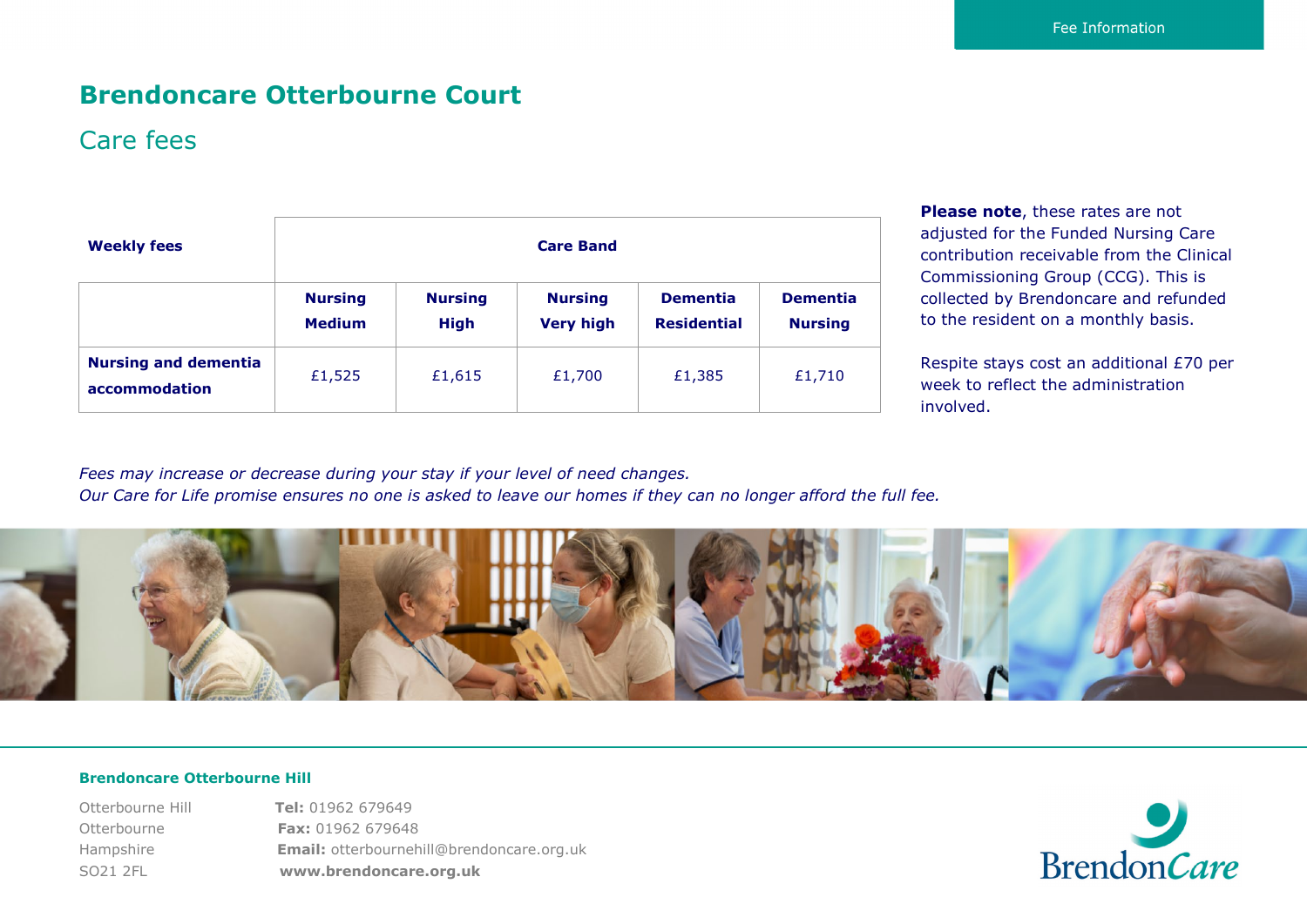Fee Information

# Brendoncare Otterbourne Court

## Care fees

| Weekly fees | Care Band | | | | |
|---|---|---|---|---|---|
| | Nursing Medium | Nursing High | Nursing Very high | Dementia Residential | Dementia Nursing |
| **Nursing and dementia accommodation** | £1,525 | £1,615 | £1,700 | £1,385 | £1,710 |

**Please note**, these rates are not adjusted for the Funded Nursing Care contribution receivable from the Clinical Commissioning Group (CCG). This is collected by Brendoncare and refunded to the resident on a monthly basis.

Respite stays cost an additional £70 per week to reflect the administration involved.

*Fees may increase or decrease during your stay if your level of need changes.*
*Our Care for Life promise ensures no one is asked to leave our homes if they can no longer afford the full fee.*

**Brendoncare Otterbourne Hill**

Otterbourne Hill
Otterbourne
Hampshire
SO21 2FL

**Tel:** 01962 679649
**Fax:** 01962 679648
**Email:** otterbournehill@brendoncare.org.uk
**www.brendoncare.org.uk**

BrendonCare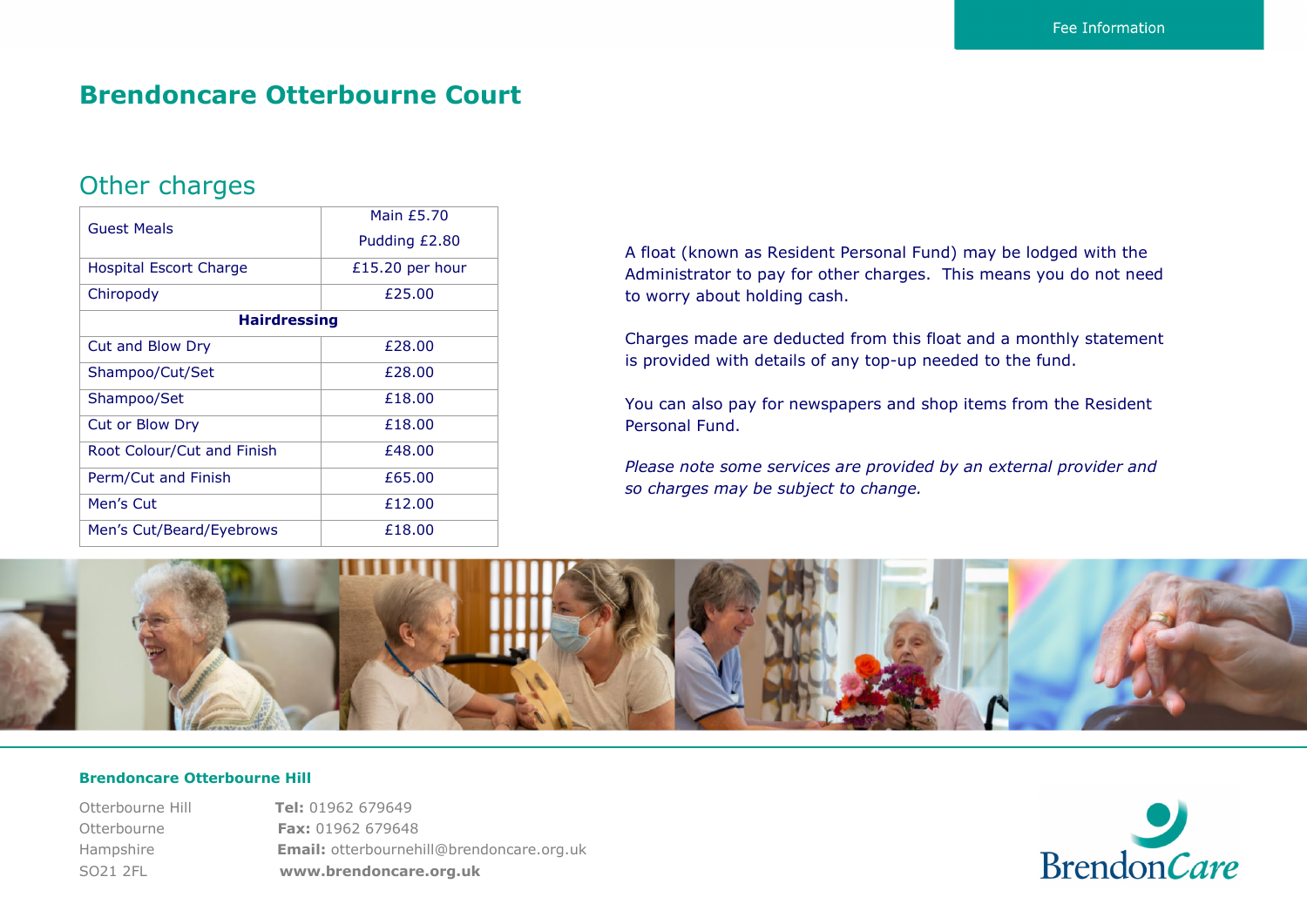Fee Information

# Brendoncare Otterbourne Court

## Other charges

| | |
|---|---|
| Guest Meals | Main £5.70<br>Pudding £2.80 |
| Hospital Escort Charge | £15.20 per hour |
| Chiropody | £25.00 |
| **Hairdressing** | |
| Cut and Blow Dry | £28.00 |
| Shampoo/Cut/Set | £28.00 |
| Shampoo/Set | £18.00 |
| Cut or Blow Dry | £18.00 |
| Root Colour/Cut and Finish | £48.00 |
| Perm/Cut and Finish | £65.00 |
| Men's Cut | £12.00 |
| Men's Cut/Beard/Eyebrows | £18.00 |

A float (known as Resident Personal Fund) may be lodged with the Administrator to pay for other charges. This means you do not need to worry about holding cash.

Charges made are deducted from this float and a monthly statement is provided with details of any top-up needed to the fund.

You can also pay for newspapers and shop items from the Resident Personal Fund.

*Please note some services are provided by an external provider and so charges may be subject to change.*

**Brendoncare Otterbourne Hill**

Otterbourne Hill
Otterbourne
Hampshire
SO21 2FL

**Tel:** 01962 679649
**Fax:** 01962 679648
**Email:** otterbournehill@brendoncare.org.uk
**www.brendoncare.org.uk**

BrendonCare